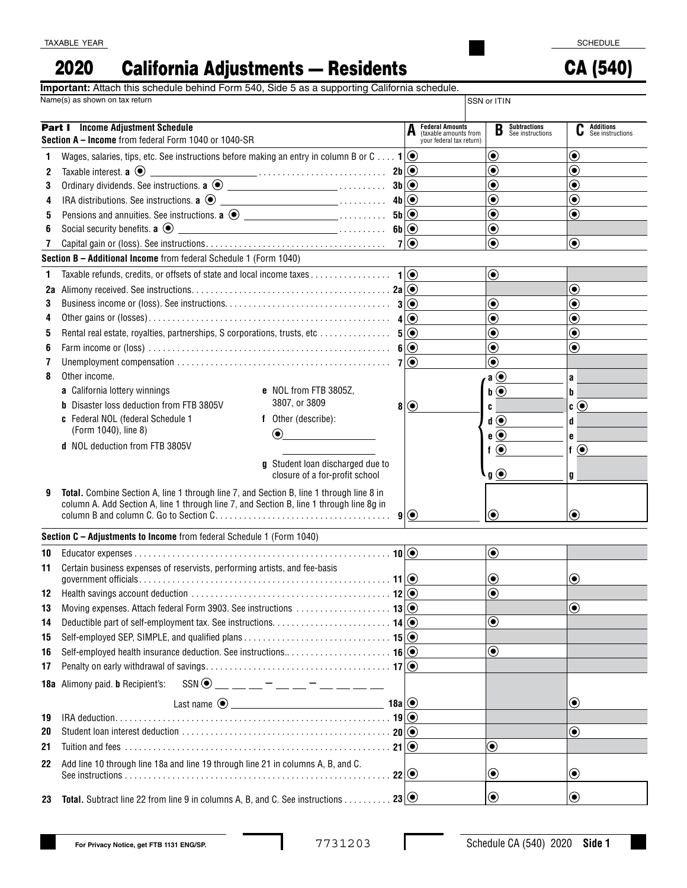TAXABLE YEAR **2020**

# California Adjustments — Residents

SCHEDULE **CA (540)**

**Important:** Attach this schedule behind Form 540, Side 5 as a supporting California schedule.

Name(s) as shown on tax return | SSN or ITIN

## Part I Income Adjustment Schedule

**Section A – Income** from federal Form 1040 or 1040-SR

| | | A Federal Amounts (taxable amounts from your federal tax return) | B Subtractions See instructions | C Additions See instructions |
|---|---|---|---|---|
| 1 | Wages, salaries, tips, etc. See instructions before making an entry in column B or C . . . . 1 | | | |
| 2 | Taxable interest. a __________ 2b | | | |
| 3 | Ordinary dividends. See instructions. a __________ 3b | | | |
| 4 | IRA distributions. See instructions. a __________ 4b | | | |
| 5 | Pensions and annuities. See instructions. a __________ 5b | | | |
| 6 | Social security benefits. a __________ 6b | | | |
| 7 | Capital gain or (loss). See instructions . . . 7 | | | |

**Section B – Additional Income** from federal Schedule 1 (Form 1040)

| | | A | B | C |
|---|---|---|---|---|
| 1 | Taxable refunds, credits, or offsets of state and local income taxes . . . 1 | | | |
| 2a | Alimony received. See instructions . . . 2a | | | |
| 3 | Business income or (loss). See instructions . . . 3 | | | |
| 4 | Other gains or (losses) . . . 4 | | | |
| 5 | Rental real estate, royalties, partnerships, S corporations, trusts, etc . . . 5 | | | |
| 6 | Farm income or (loss) . . . 6 | | | |
| 7 | Unemployment compensation . . . 7 | | | |
| 8 | Other income. 8 | | | |
| | a California lottery winnings | | a | a |
| | b Disaster loss deduction from FTB 3805V | | b | b |
| | c Federal NOL (federal Schedule 1 (Form 1040), line 8) | | c | c |
| | d NOL deduction from FTB 3805V | | d | d |
| | e NOL from FTB 3805Z, 3807, or 3809 | | e | e |
| | f Other (describe): __________ | | f | f |
| | g Student loan discharged due to closure of a for-profit school | | g | g |
| 9 | **Total.** Combine Section A, line 1 through line 7, and Section B, line 1 through line 8 in column A. Add Section A, line 1 through line 7, and Section B, line 1 through line 8g in column B and column C. Go to Section C . . . 9 | | | |

**Section C – Adjustments to Income** from federal Schedule 1 (Form 1040)

| | | A | B | C |
|---|---|---|---|---|
| 10 | Educator expenses . . . 10 | | | |
| 11 | Certain business expenses of reservists, performing artists, and fee-basis government officials . . . 11 | | | |
| 12 | Health savings account deduction . . . 12 | | | |
| 13 | Moving expenses. Attach federal Form 3903. See instructions . . . 13 | | | |
| 14 | Deductible part of self-employment tax. See instructions . . . 14 | | | |
| 15 | Self-employed SEP, SIMPLE, and qualified plans . . . 15 | | | |
| 16 | Self-employed health insurance deduction. See instructions . . . 16 | | | |
| 17 | Penalty on early withdrawal of savings . . . 17 | | | |
| 18a | Alimony paid. b Recipient's: SSN ___ ___ ___ – ___ ___ – ___ ___ ___ ___ Last name __________ 18a | | | |
| 19 | IRA deduction . . . 19 | | | |
| 20 | Student loan interest deduction . . . 20 | | | |
| 21 | Tuition and fees . . . 21 | | | |
| 22 | Add line 10 through line 18a and line 19 through line 21 in columns A, B, and C. See instructions . . . 22 | | | |
| 23 | **Total.** Subtract line 22 from line 9 in columns A, B, and C. See instructions . . . 23 | | | |

For Privacy Notice, get FTB 1131 ENG/SP.

7731203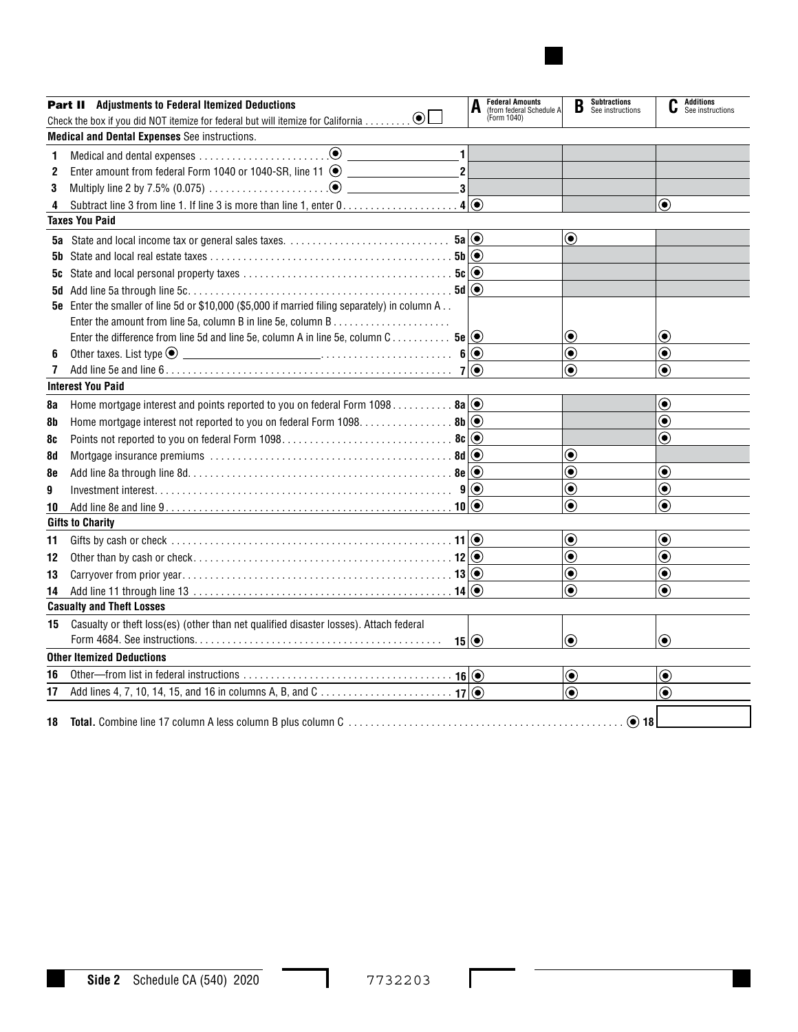## Part II Adjustments to Federal Itemized Deductions

Check the box if you did NOT itemize for federal but will itemize for California . . . . . . . . . ☐

| | | | A Federal Amounts (from federal Schedule A (Form 1040)) | B Subtractions See instructions | C Additions See instructions |
|---|---|---|---|---|---|
| **Medical and Dental Expenses** See instructions. | | | | | |
| 1 | Medical and dental expenses . . . . . . . . . . . . . . . . . . . . . . . | 1 | | | |
| 2 | Enter amount from federal Form 1040 or 1040-SR, line 11 | 2 | | | |
| 3 | Multiply line 2 by 7.5% (0.075) . . . . . . . . . . . . . . . . . . . . . . | 3 | | | |
| 4 | Subtract line 3 from line 1. If line 3 is more than line 1, enter 0 . . . . . . . . . . . . . . . . . . . . | 4 | | | |
| **Taxes You Paid** | | | | | |
| 5a | State and local income tax or general sales taxes. . . . . . . . . . . . . . . . . . . . . . . . . . . . . | 5a | | | |
| 5b | State and local real estate taxes . . . . . . . . . . . . . . . . . . . . . . . . . . . . . . . . . . . . . . . . . . . | 5b | | | |
| 5c | State and local personal property taxes . . . . . . . . . . . . . . . . . . . . . . . . . . . . . . . . . . . . . | 5c | | | |
| 5d | Add line 5a through line 5c. . . . . . . . . . . . . . . . . . . . . . . . . . . . . . . . . . . . . . . . . . . . . . | 5d | | | |
| 5e | Enter the smaller of line 5d or $10,000 ($5,000 if married filing separately) in column A . . Enter the amount from line 5a, column B in line 5e, column B . . . . . . . . . . . . . . . . . . . . . Enter the difference from line 5d and line 5e, column A in line 5e, column C . . . . . . . . . . . | 5e | | | |
| 6 | Other taxes. List type ________________________ . . . . . . . . . . . . . . . . . . . . . . . . | 6 | | | |
| 7 | Add line 5e and line 6 . . . . . . . . . . . . . . . . . . . . . . . . . . . . . . . . . . . . . . . . . . . . . . . . . . | 7 | | | |
| **Interest You Paid** | | | | | |
| 8a | Home mortgage interest and points reported to you on federal Form 1098 . . . . . . . . . . . | 8a | | | |
| 8b | Home mortgage interest not reported to you on federal Form 1098. . . . . . . . . . . . . . . . . | 8b | | | |
| 8c | Points not reported to you on federal Form 1098. . . . . . . . . . . . . . . . . . . . . . . . . . . . . . . | 8c | | | |
| 8d | Mortgage insurance premiums . . . . . . . . . . . . . . . . . . . . . . . . . . . . . . . . . . . . . . . . . . . | 8d | | | |
| 8e | Add line 8a through line 8d. . . . . . . . . . . . . . . . . . . . . . . . . . . . . . . . . . . . . . . . . . . . . . | 8e | | | |
| 9 | Investment interest. . . . . . . . . . . . . . . . . . . . . . . . . . . . . . . . . . . . . . . . . . . . . . . . . . . . | 9 | | | |
| 10 | Add line 8e and line 9 . . . . . . . . . . . . . . . . . . . . . . . . . . . . . . . . . . . . . . . . . . . . . . . . . . | 10 | | | |
| **Gifts to Charity** | | | | | |
| 11 | Gifts by cash or check . . . . . . . . . . . . . . . . . . . . . . . . . . . . . . . . . . . . . . . . . . . . . . . . . . | 11 | | | |
| 12 | Other than by cash or check. . . . . . . . . . . . . . . . . . . . . . . . . . . . . . . . . . . . . . . . . . . . . . | 12 | | | |
| 13 | Carryover from prior year. . . . . . . . . . . . . . . . . . . . . . . . . . . . . . . . . . . . . . . . . . . . . . . . | 13 | | | |
| 14 | Add line 11 through line 13 . . . . . . . . . . . . . . . . . . . . . . . . . . . . . . . . . . . . . . . . . . . . . . | 14 | | | |
| **Casualty and Theft Losses** | | | | | |
| 15 | Casualty or theft loss(es) (other than net qualified disaster losses). Attach federal Form 4684. See instructions. . . . . . . . . . . . . . . . . . . . . . . . . . . . . . . . . . . . . . . . . . . . | 15 | | | |
| **Other Itemized Deductions** | | | | | |
| 16 | Other—from list in federal instructions . . . . . . . . . . . . . . . . . . . . . . . . . . . . . . . . . . . . . | 16 | | | |
| 17 | Add lines 4, 7, 10, 14, 15, and 16 in columns A, B, and C . . . . . . . . . . . . . . . . . . . . . . . . | 17 | | | |

**18** **Total.** Combine line 17 column A less column B plus column C . . . . . . . . . . . . . . . . . . . . . . . . . . . . . . . . . . . . . . . . . . . . . . . . . 18 ________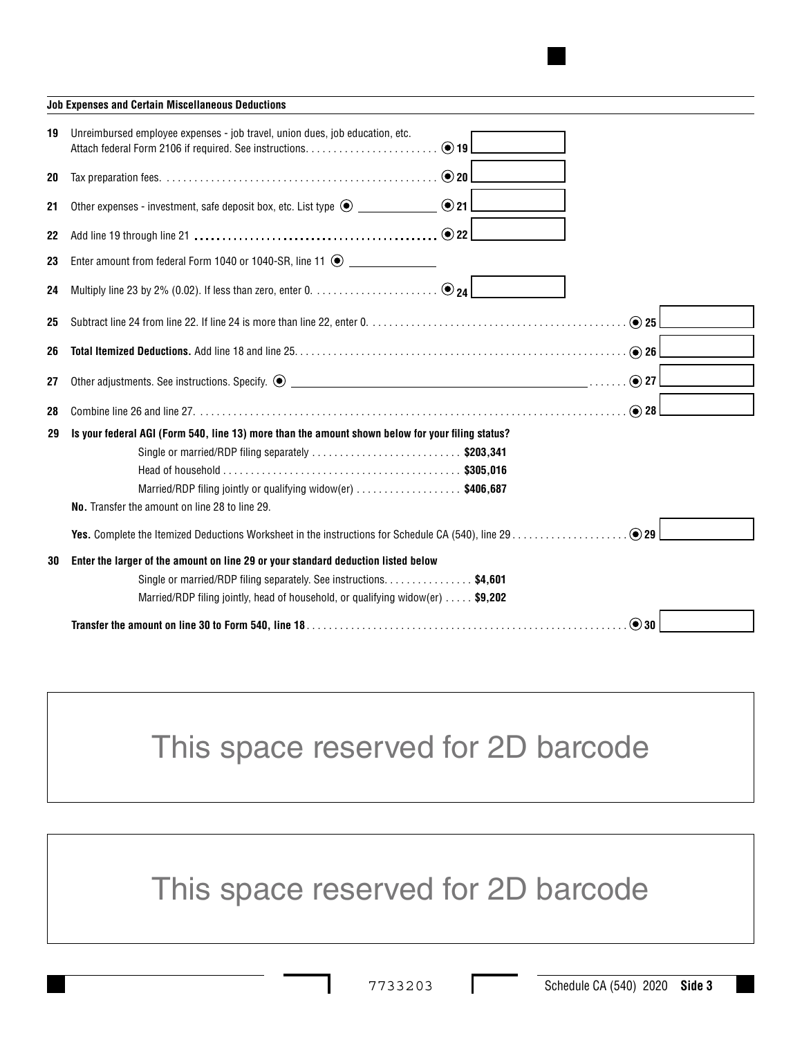**Job Expenses and Certain Miscellaneous Deductions**

**19** Unreimbursed employee expenses - job travel, union dues, job education, etc. Attach federal Form 2106 if required. See instructions. . . . . . . . . . . . . . . . . . . . . . . . ◉ 19

**20** Tax preparation fees. . . . . . . . . . . . . . . . . . . . . . . . . . . . . . . . . . . . . . . . . . . . . . . . . ◉ 20

**21** Other expenses - investment, safe deposit box, etc. List type ◉ ____________ ◉ 21

**22** Add line 19 through line 21 . . . . . . . . . . . . . . . . . . . . . . . . . . . . . . . . . . . . . . . . . . . ◉ 22

**23** Enter amount from federal Form 1040 or 1040-SR, line 11 ◉ ____________

**24** Multiply line 23 by 2% (0.02). If less than zero, enter 0. . . . . . . . . . . . . . . . . . . . . . . ◉ 24

**25** Subtract line 24 from line 22. If line 24 is more than line 22, enter 0. . . . . . . . . . . . . . . . . . . . . . . . . . . . . . . . . . . . . . . . . . . . . . ◉ 25

**26** **Total Itemized Deductions.** Add line 18 and line 25. . . . . . . . . . . . . . . . . . . . . . . . . . . . . . . . . . . . . . . . . . . . . . . . . . . . . . . . . . ◉ 26

**27** Other adjustments. See instructions. Specify. ◉ ________________________________________ . . . . . . . ◉ 27

**28** Combine line 26 and line 27. . . . . . . . . . . . . . . . . . . . . . . . . . . . . . . . . . . . . . . . . . . . . . . . . . . . . . . . . . . . . . . . . . . . . . . . . . . ◉ 28

**29** **Is your federal AGI (Form 540, line 13) more than the amount shown below for your filing status?**

Single or married/RDP filing separately . . . . . . . . . . . . . . . . . . . . . . . . . . . **$203,341**
Head of household . . . . . . . . . . . . . . . . . . . . . . . . . . . . . . . . . . . . . . . . . . **$305,016**
Married/RDP filing jointly or qualifying widow(er) . . . . . . . . . . . . . . . . . . . **$406,687**

**No.** Transfer the amount on line 28 to line 29.

**Yes.** Complete the Itemized Deductions Worksheet in the instructions for Schedule CA (540), line 29 . . . . . . . . . . . . . . . . . . . . ◉ 29

**30** **Enter the larger of the amount on line 29 or your standard deduction listed below**

Single or married/RDP filing separately. See instructions. . . . . . . . . . . . . . . . **$4,601**
Married/RDP filing jointly, head of household, or qualifying widow(er) . . . . . **$9,202**

**Transfer the amount on line 30 to Form 540, line 18** . . . . . . . . . . . . . . . . . . . . . . . . . . . . . . . . . . . . . . . . . . . . . . . . . . . . . . . . ◉ 30

This space reserved for 2D barcode

This space reserved for 2D barcode

7733203

Schedule CA (540) 2020 **Side 3**